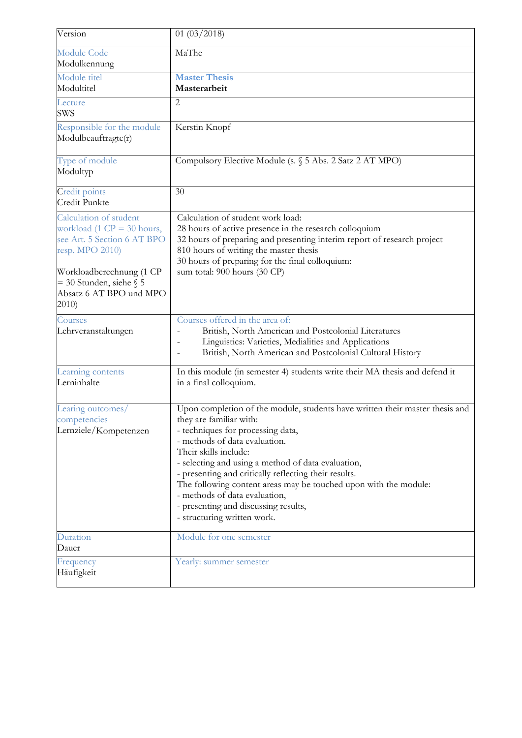| Version | 01 (03/2018) |
|---|---|
| Module Code<br>Modulkennung | MaThe |
| Module titel<br>Modultitel | **Master Thesis**<br>**Masterarbeit** |
| Lecture<br>SWS | 2 |
| Responsible for the module<br>Modulbeauftragte(r) | Kerstin Knopf |
| Type of module<br>Modultyp | Compulsory Elective Module (s. § 5 Abs. 2 Satz 2 AT MPO) |
| Credit points<br>Credit Punkte | 30 |
| Calculation of student workload (1 CP = 30 hours, see Art. 5 Section 6 AT BPO resp. MPO 2010)<br><br>Workloadberechnung (1 CP = 30 Stunden, siehe § 5 Absatz 6 AT BPO und MPO 2010) | Calculation of student work load:<br>28 hours of active presence in the research colloquium<br>32 hours of preparing and presenting interim report of research project<br>810 hours of writing the master thesis<br>30 hours of preparing for the final colloquium:<br>sum total: 900 hours (30 CP) |
| Courses<br>Lehrveranstaltungen | Courses offered in the area of:<br>- British, North American and Postcolonial Literatures<br>- Linguistics: Varieties, Medialities and Applications<br>- British, North American and Postcolonial Cultural History |
| Learning contents<br>Lerninhalte | In this module (in semester 4) students write their MA thesis and defend it in a final colloquium. |
| Learing outcomes/ competencies<br>Lernziele/Kompetenzen | Upon completion of the module, students have written their master thesis and they are familiar with:<br>- techniques for processing data,<br>- methods of data evaluation.<br>Their skills include:<br>- selecting and using a method of data evaluation,<br>- presenting and critically reflecting their results.<br>The following content areas may be touched upon with the module:<br>- methods of data evaluation,<br>- presenting and discussing results,<br>- structuring written work. |
| Duration<br>Dauer | Module for one semester |
| Frequency<br>Häufigkeit | Yearly: summer semester |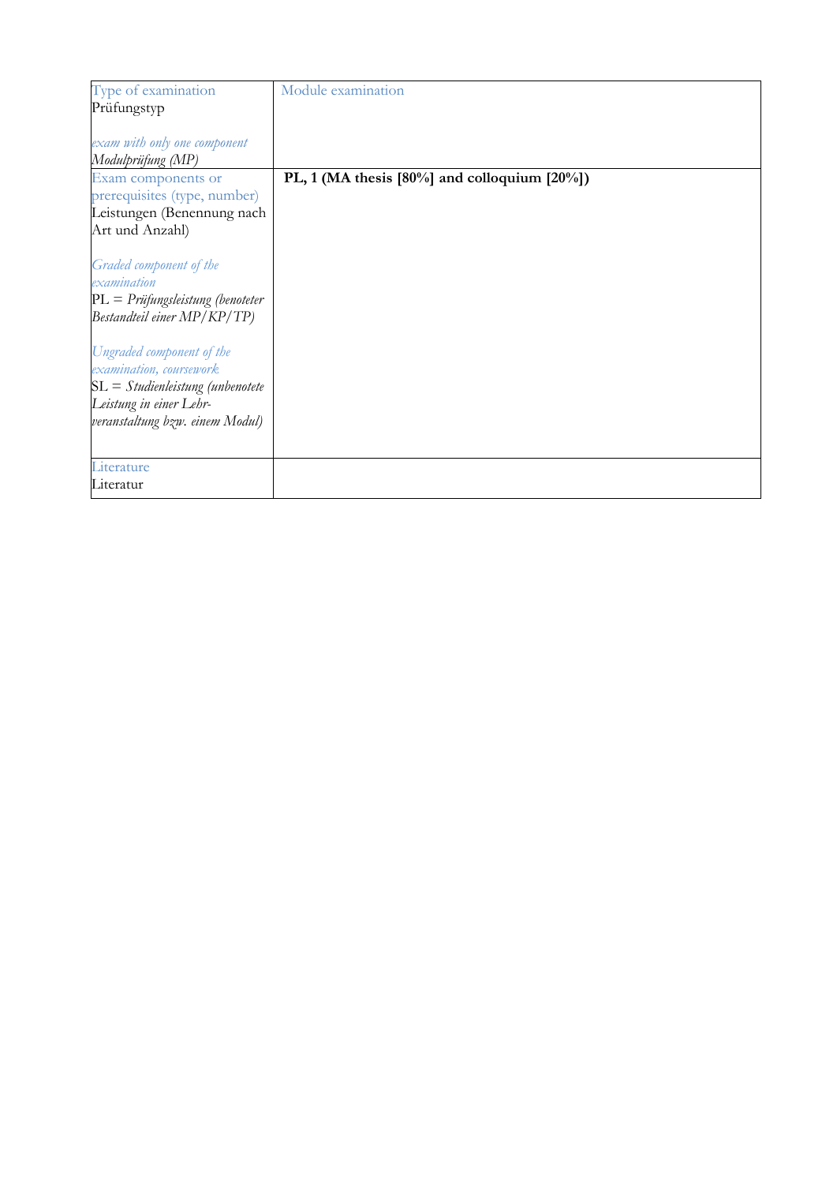| | |
|---|---|
| Type of examination<br>Prüfungstyp<br><br>*exam with only one component*<br>*Modulprüfung (MP)* | Module examination |
| Exam components or prerequisites (type, number)<br>Leistungen (Benennung nach Art und Anzahl)<br><br>*Graded component of the examination*<br>PL = *Prüfungsleistung (benoteter Bestandteil einer MP/KP/TP)*<br><br>*Ungraded component of the examination, coursework*<br>SL = *Studienleistung (unbenotete Leistung in einer Lehr-veranstaltung bzw. einem Modul)* | **PL, 1 (MA thesis [80%] and colloquium [20%])** |
| Literature<br>Literatur | |